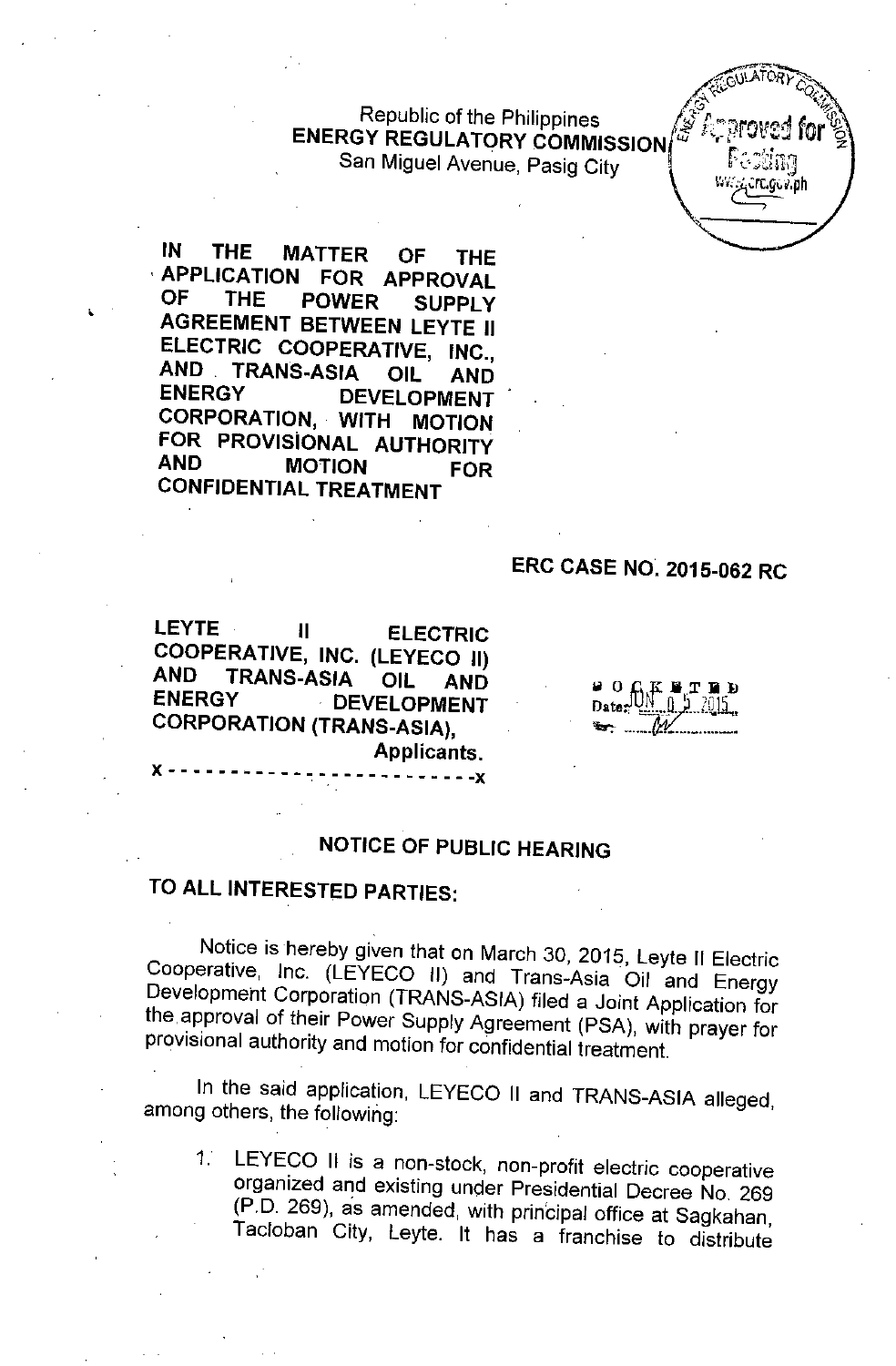Republic of the Philippines
**ENERGY REGULATORY COMMISSION**
San Miguel Avenue, Pasig City

**IN THE MATTER OF THE APPLICATION FOR APPROVAL OF THE POWER SUPPLY AGREEMENT BETWEEN LEYTE II ELECTRIC COOPERATIVE, INC., AND TRANS-ASIA OIL AND ENERGY DEVELOPMENT CORPORATION, WITH MOTION FOR PROVISIONAL AUTHORITY AND MOTION FOR CONFIDENTIAL TREATMENT**

**ERC CASE NO. 2015-062 RC**

**LEYTE II ELECTRIC COOPERATIVE, INC. (LEYECO II) AND TRANS-ASIA OIL AND ENERGY DEVELOPMENT CORPORATION (TRANS-ASIA),**
Applicants.
x - - - - - - - - - - - - - - - - - - - - - - - - x

DOCKETED
Date: JUN 05 2015

## NOTICE OF PUBLIC HEARING

**TO ALL INTERESTED PARTIES:**

Notice is hereby given that on March 30, 2015, Leyte II Electric Cooperative, Inc. (LEYECO II) and Trans-Asia Oil and Energy Development Corporation (TRANS-ASIA) filed a Joint Application for the approval of their Power Supply Agreement (PSA), with prayer for provisional authority and motion for confidential treatment.

In the said application, LEYECO II and TRANS-ASIA alleged, among others, the following:

1. LEYECO II is a non-stock, non-profit electric cooperative organized and existing under Presidential Decree No. 269 (P.D. 269), as amended, with principal office at Sagkahan, Tacloban City, Leyte. It has a franchise to distribute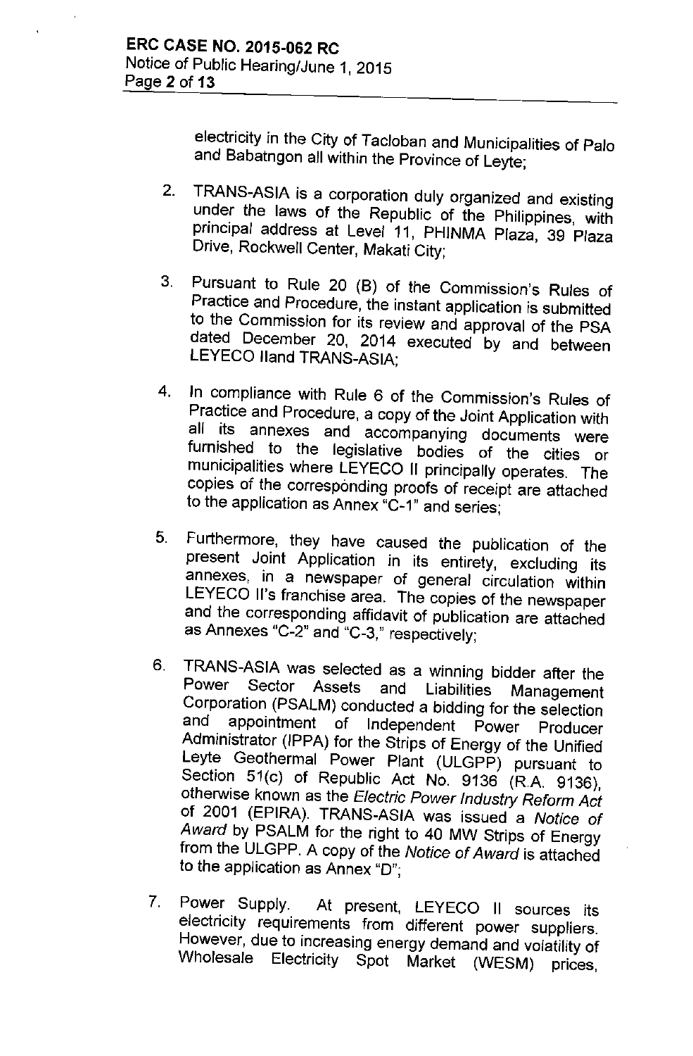electricity in the City of Tacloban and Municipalities of Palo and Babatngon all within the Province of Leyte;

2. TRANS-ASIA is a corporation duly organized and existing under the laws of the Republic of the Philippines, with principal address at Level 11, PHINMA Plaza, 39 Plaza Drive, Rockwell Center, Makati City;

3. Pursuant to Rule 20 (B) of the Commission's Rules of Practice and Procedure, the instant application is submitted to the Commission for its review and approval of the PSA dated December 20, 2014 executed by and between LEYECO IIand TRANS-ASIA;

4. In compliance with Rule 6 of the Commission's Rules of Practice and Procedure, a copy of the Joint Application with all its annexes and accompanying documents were furnished to the legislative bodies of the cities or municipalities where LEYECO II principally operates. The copies of the corresponding proofs of receipt are attached to the application as Annex "C-1" and series;

5. Furthermore, they have caused the publication of the present Joint Application in its entirety, excluding its annexes, in a newspaper of general circulation within LEYECO II's franchise area. The copies of the newspaper and the corresponding affidavit of publication are attached as Annexes "C-2" and "C-3," respectively;

6. TRANS-ASIA was selected as a winning bidder after the Power Sector Assets and Liabilities Management Corporation (PSALM) conducted a bidding for the selection and appointment of Independent Power Producer Administrator (IPPA) for the Strips of Energy of the Unified Leyte Geothermal Power Plant (ULGPP) pursuant to Section 51(c) of Republic Act No. 9136 (R.A. 9136), otherwise known as the *Electric Power Industry Reform Act* of 2001 (EPIRA). TRANS-ASIA was issued a *Notice of Award* by PSALM for the right to 40 MW Strips of Energy from the ULGPP. A copy of the *Notice of Award* is attached to the application as Annex "D";

7. Power Supply. At present, LEYECO II sources its electricity requirements from different power suppliers. However, due to increasing energy demand and volatility of Wholesale Electricity Spot Market (WESM) prices,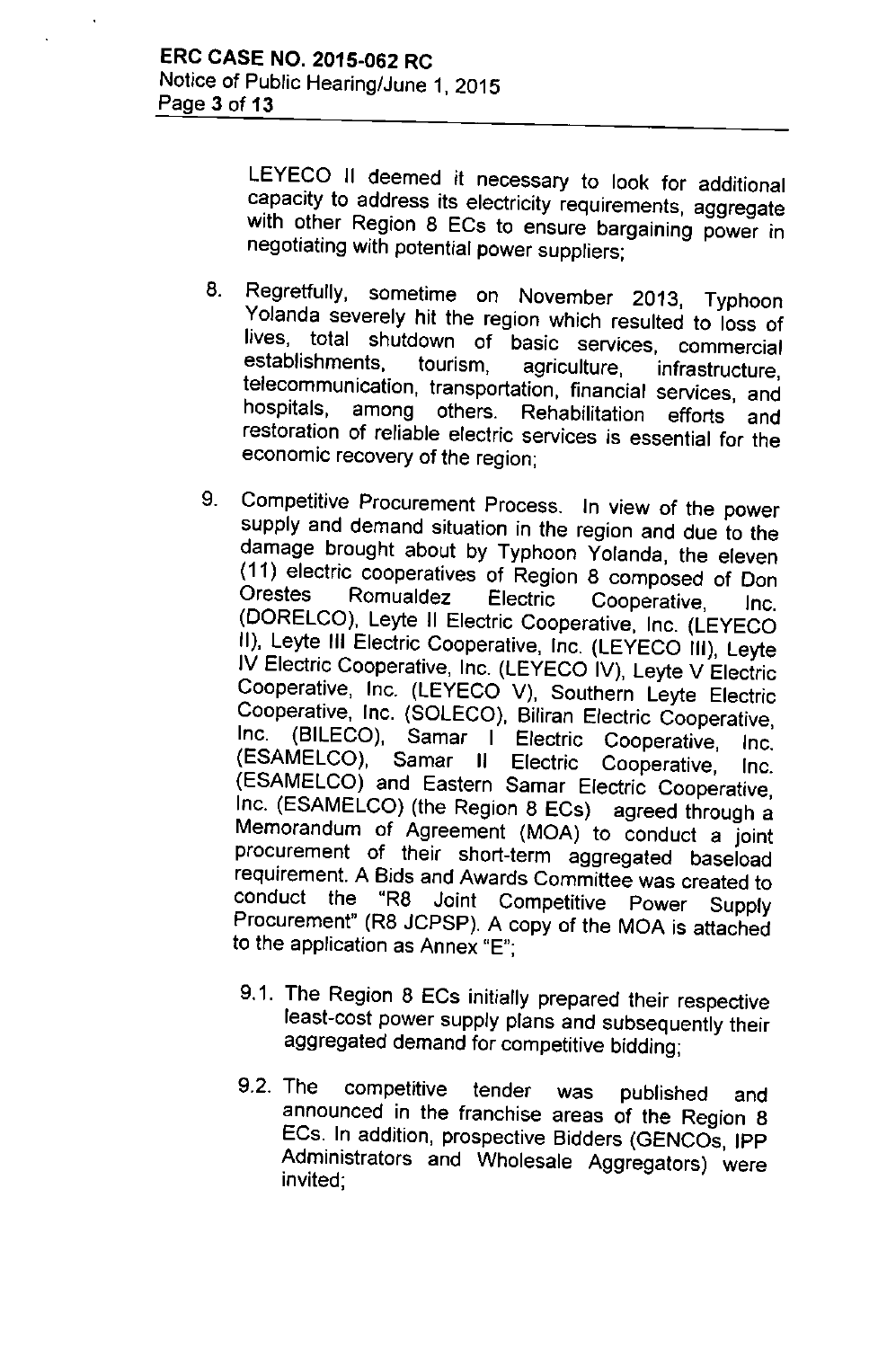LEYECO II deemed it necessary to look for additional capacity to address its electricity requirements, aggregate with other Region 8 ECs to ensure bargaining power in negotiating with potential power suppliers;

8. Regretfully, sometime on November 2013, Typhoon Yolanda severely hit the region which resulted to loss of lives, total shutdown of basic services, commercial establishments, tourism, agriculture, infrastructure, telecommunication, transportation, financial services, and hospitals, among others. Rehabilitation efforts and restoration of reliable electric services is essential for the economic recovery of the region;

9. Competitive Procurement Process. In view of the power supply and demand situation in the region and due to the damage brought about by Typhoon Yolanda, the eleven (11) electric cooperatives of Region 8 composed of Don Orestes Romualdez Electric Cooperative, Inc. (DORELCO), Leyte II Electric Cooperative, Inc. (LEYECO II), Leyte III Electric Cooperative, Inc. (LEYECO III), Leyte IV Electric Cooperative, Inc. (LEYECO IV), Leyte V Electric Cooperative, Inc. (LEYECO V), Southern Leyte Electric Cooperative, Inc. (SOLECO), Biliran Electric Cooperative, Inc. (BILECO), Samar I Electric Cooperative, Inc. (ESAMELCO), Samar II Electric Cooperative, Inc. (ESAMELCO) and Eastern Samar Electric Cooperative, Inc. (ESAMELCO) (the Region 8 ECs) agreed through a Memorandum of Agreement (MOA) to conduct a joint procurement of their short-term aggregated baseload requirement. A Bids and Awards Committee was created to conduct the "R8 Joint Competitive Power Supply Procurement" (R8 JCPSP). A copy of the MOA is attached to the application as Annex "E";

   9.1. The Region 8 ECs initially prepared their respective least-cost power supply plans and subsequently their aggregated demand for competitive bidding;

   9.2. The competitive tender was published and announced in the franchise areas of the Region 8 ECs. In addition, prospective Bidders (GENCOs, IPP Administrators and Wholesale Aggregators) were invited;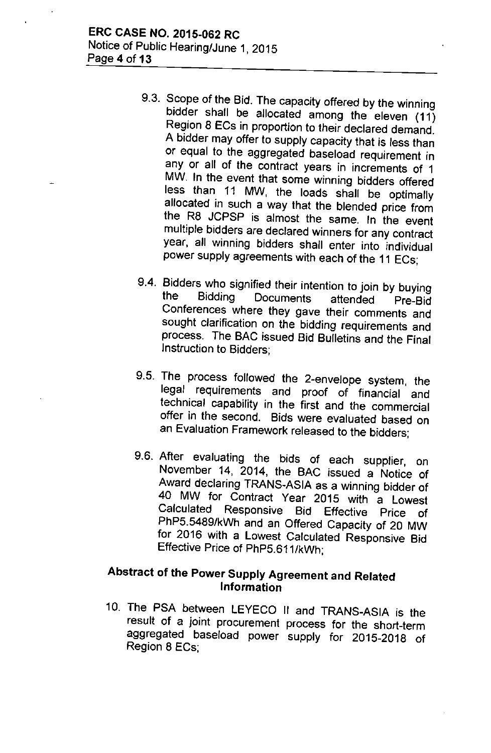9.3. Scope of the Bid. The capacity offered by the winning bidder shall be allocated among the eleven (11) Region 8 ECs in proportion to their declared demand. A bidder may offer to supply capacity that is less than or equal to the aggregated baseload requirement in any or all of the contract years in increments of 1 MW. In the event that some winning bidders offered less than 11 MW, the loads shall be optimally allocated in such a way that the blended price from the R8 JCPSP is almost the same. In the event multiple bidders are declared winners for any contract year, all winning bidders shall enter into individual power supply agreements with each of the 11 ECs;

9.4. Bidders who signified their intention to join by buying the Bidding Documents attended Pre-Bid Conferences where they gave their comments and sought clarification on the bidding requirements and process. The BAC issued Bid Bulletins and the Final Instruction to Bidders;

9.5. The process followed the 2-envelope system, the legal requirements and proof of financial and technical capability in the first and the commercial offer in the second. Bids were evaluated based on an Evaluation Framework released to the bidders;

9.6. After evaluating the bids of each supplier, on November 14, 2014, the BAC issued a Notice of Award declaring TRANS-ASIA as a winning bidder of 40 MW for Contract Year 2015 with a Lowest Calculated Responsive Bid Effective Price of PhP5.5489/kWh and an Offered Capacity of 20 MW for 2016 with a Lowest Calculated Responsive Bid Effective Price of PhP5.611/kWh;

## Abstract of the Power Supply Agreement and Related Information

10. The PSA between LEYECO II and TRANS-ASIA is the result of a joint procurement process for the short-term aggregated baseload power supply for 2015-2018 of Region 8 ECs;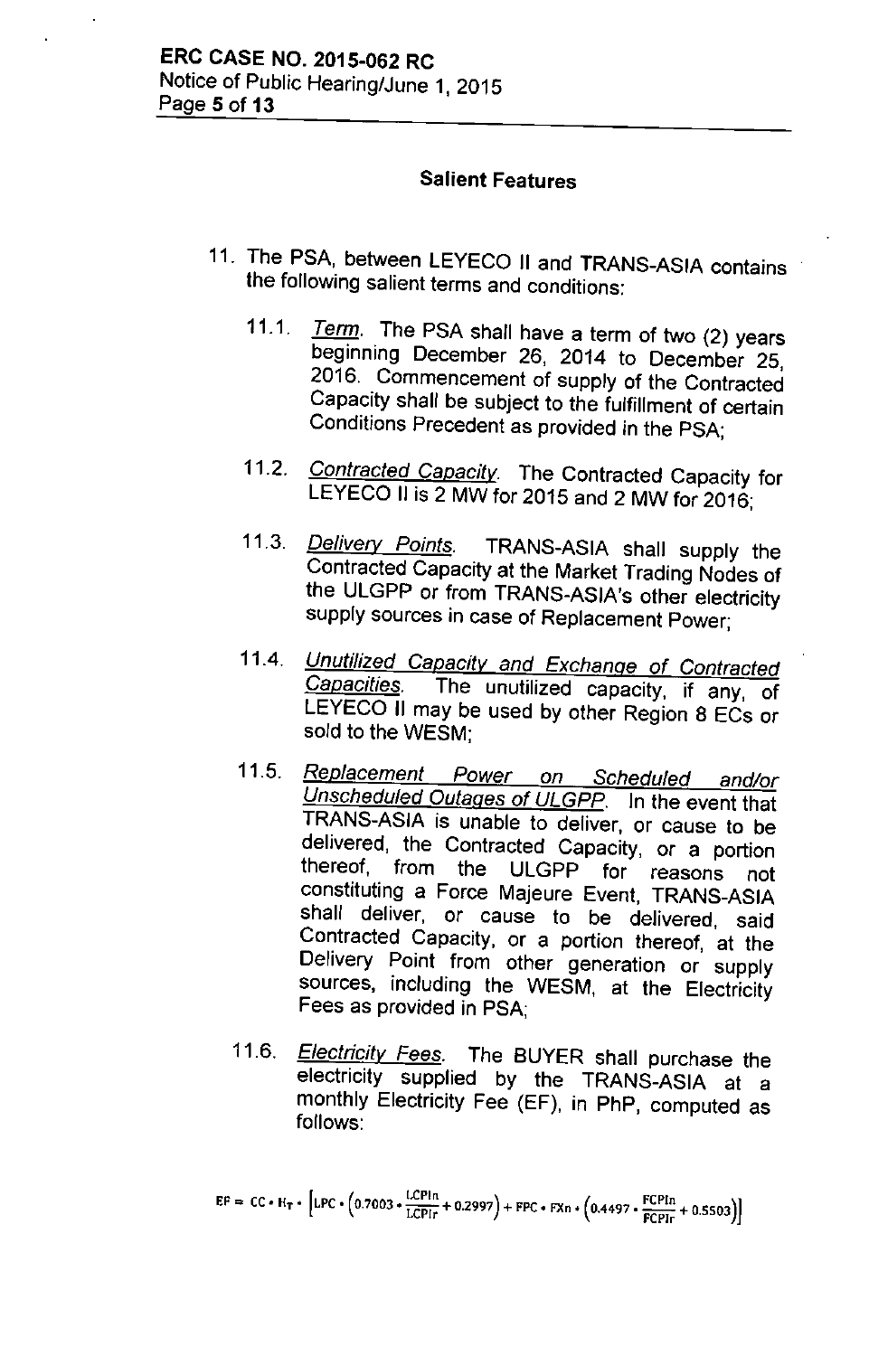## Salient Features

11. The PSA, between LEYECO II and TRANS-ASIA contains the following salient terms and conditions:

    11.1. *Term*. The PSA shall have a term of two (2) years beginning December 26, 2014 to December 25, 2016. Commencement of supply of the Contracted Capacity shall be subject to the fulfillment of certain Conditions Precedent as provided in the PSA;

    11.2. *Contracted Capacity*. The Contracted Capacity for LEYECO II is 2 MW for 2015 and 2 MW for 2016;

    11.3. *Delivery Points*. TRANS-ASIA shall supply the Contracted Capacity at the Market Trading Nodes of the ULGPP or from TRANS-ASIA's other electricity supply sources in case of Replacement Power;

    11.4. *Unutilized Capacity and Exchange of Contracted Capacities*. The unutilized capacity, if any, of LEYECO II may be used by other Region 8 ECs or sold to the WESM;

    11.5. *Replacement Power on Scheduled and/or Unscheduled Outages of ULGPP*. In the event that TRANS-ASIA is unable to deliver, or cause to be delivered, the Contracted Capacity, or a portion thereof, from the ULGPP for reasons not constituting a Force Majeure Event, TRANS-ASIA shall deliver, or cause to be delivered, said Contracted Capacity, or a portion thereof, at the Delivery Point from other generation or supply sources, including the WESM, at the Electricity Fees as provided in PSA;

    11.6. *Electricity Fees*. The BUYER shall purchase the electricity supplied by the TRANS-ASIA at a monthly Electricity Fee (EF), in PhP, computed as follows:

$$EF = CC \cdot H_T \cdot \left[ LPC \cdot \left( 0.7003 \cdot \frac{LCPIn}{LCPIr} + 0.2997 \right) + FPC \cdot FXn \cdot \left( 0.4497 \cdot \frac{FCPIn}{FCPIr} + 0.5503 \right) \right]$$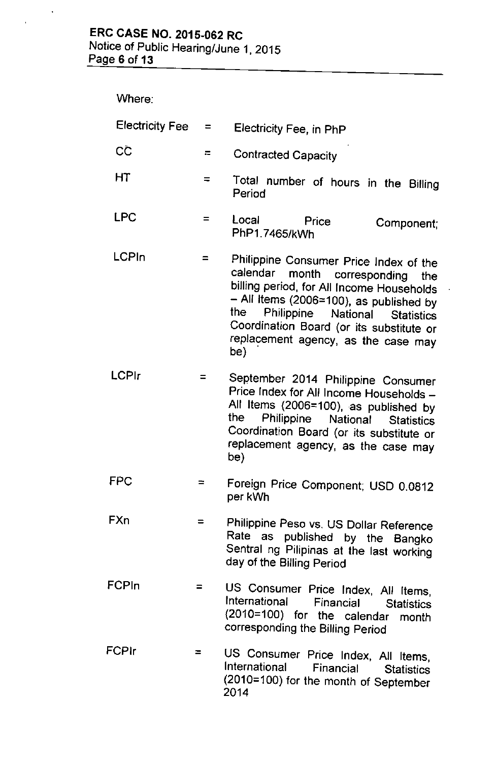Where:

| | | |
|---|---|---|
| Electricity Fee | = | Electricity Fee, in PhP |
| CC | = | Contracted Capacity |
| HT | = | Total number of hours in the Billing Period |
| LPC | = | Local Price Component; PhP1.7465/kWh |
| LCPIn | = | Philippine Consumer Price Index of the calendar month corresponding the billing period, for All Income Households – All Items (2006=100), as published by the Philippine National Statistics Coordination Board (or its substitute or replacement agency, as the case may be) |
| LCPIr | = | September 2014 Philippine Consumer Price Index for All Income Households – All Items (2006=100), as published by the Philippine National Statistics Coordination Board (or its substitute or replacement agency, as the case may be) |
| FPC | = | Foreign Price Component; USD 0.0812 per kWh |
| FXn | = | Philippine Peso vs. US Dollar Reference Rate as published by the Bangko Sentral ng Pilipinas at the last working day of the Billing Period |
| FCPIn | = | US Consumer Price Index, All Items, International Financial Statistics (2010=100) for the calendar month corresponding the Billing Period |
| FCPIr | = | US Consumer Price Index, All Items, International Financial Statistics (2010=100) for the month of September 2014 |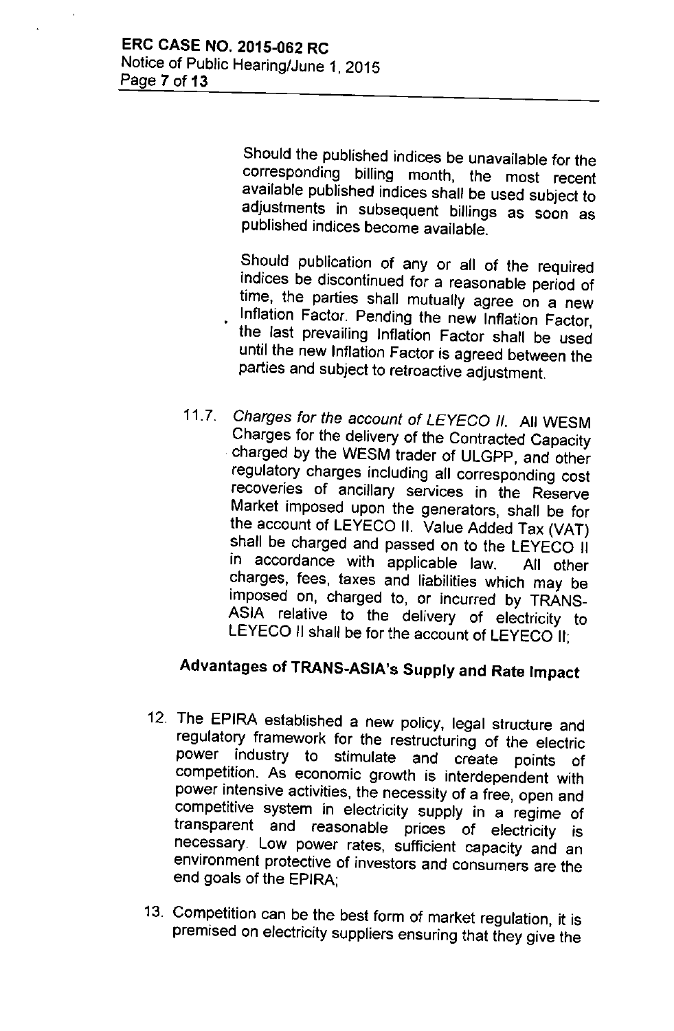Should the published indices be unavailable for the corresponding billing month, the most recent available published indices shall be used subject to adjustments in subsequent billings as soon as published indices become available.

Should publication of any or all of the required indices be discontinued for a reasonable period of time, the parties shall mutually agree on a new Inflation Factor. Pending the new Inflation Factor, the last prevailing Inflation Factor shall be used until the new Inflation Factor is agreed between the parties and subject to retroactive adjustment.

11.7. *Charges for the account of LEYECO II.* All WESM Charges for the delivery of the Contracted Capacity charged by the WESM trader of ULGPP, and other regulatory charges including all corresponding cost recoveries of ancillary services in the Reserve Market imposed upon the generators, shall be for the account of LEYECO II. Value Added Tax (VAT) shall be charged and passed on to the LEYECO II in accordance with applicable law. All other charges, fees, taxes and liabilities which may be imposed on, charged to, or incurred by TRANS-ASIA relative to the delivery of electricity to LEYECO II shall be for the account of LEYECO II;

## Advantages of TRANS-ASIA's Supply and Rate Impact

12. The EPIRA established a new policy, legal structure and regulatory framework for the restructuring of the electric power industry to stimulate and create points of competition. As economic growth is interdependent with power intensive activities, the necessity of a free, open and competitive system in electricity supply in a regime of transparent and reasonable prices of electricity is necessary. Low power rates, sufficient capacity and an environment protective of investors and consumers are the end goals of the EPIRA;

13. Competition can be the best form of market regulation, it is premised on electricity suppliers ensuring that they give the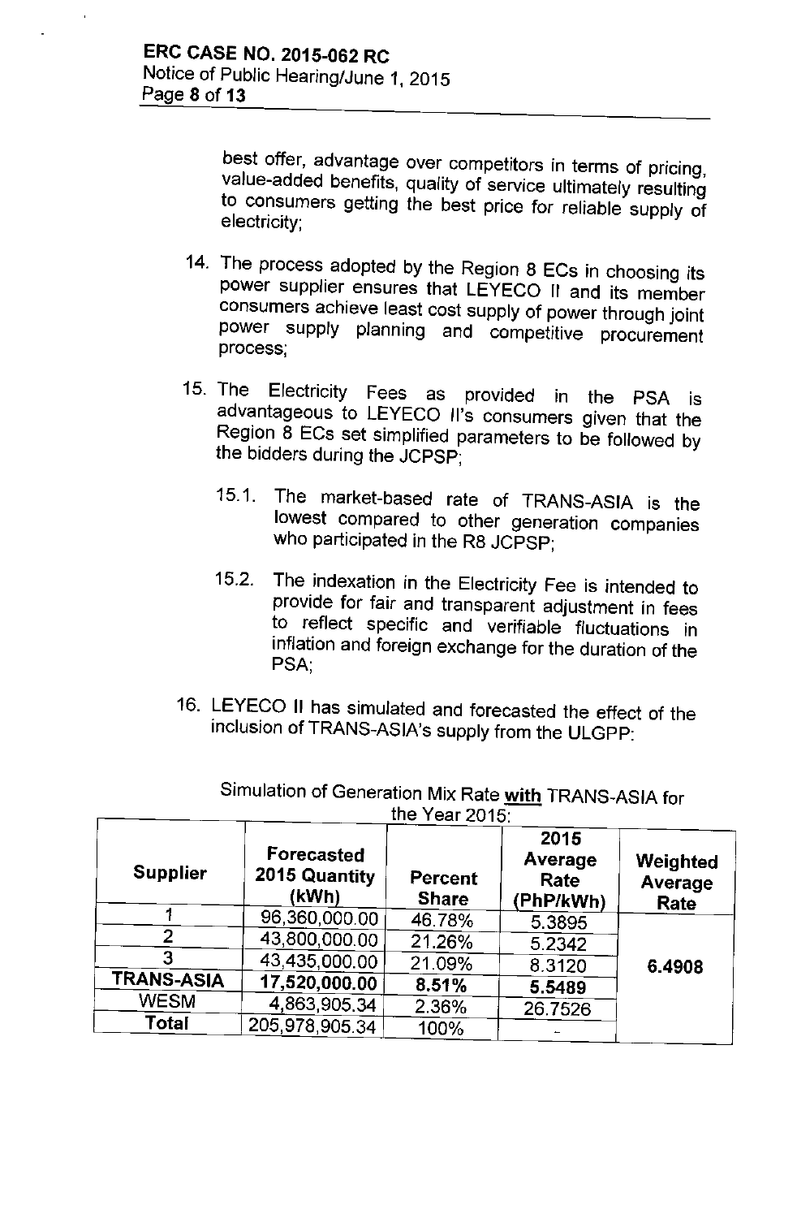best offer, advantage over competitors in terms of pricing, value-added benefits, quality of service ultimately resulting to consumers getting the best price for reliable supply of electricity;

14. The process adopted by the Region 8 ECs in choosing its power supplier ensures that LEYECO II and its member consumers achieve least cost supply of power through joint power supply planning and competitive procurement process;

15. The Electricity Fees as provided in the PSA is advantageous to LEYECO II's consumers given that the Region 8 ECs set simplified parameters to be followed by the bidders during the JCPSP;

    15.1. The market-based rate of TRANS-ASIA is the lowest compared to other generation companies who participated in the R8 JCPSP;

    15.2. The indexation in the Electricity Fee is intended to provide for fair and transparent adjustment in fees to reflect specific and verifiable fluctuations in inflation and foreign exchange for the duration of the PSA;

16. LEYECO II has simulated and forecasted the effect of the inclusion of TRANS-ASIA's supply from the ULGPP:

Simulation of Generation Mix Rate **with** TRANS-ASIA for the Year 2015:

| Supplier | Forecasted 2015 Quantity (kWh) | Percent Share | 2015 Average Rate (PhP/kWh) | Weighted Average Rate |
|---|---|---|---|---|
| 1 | 96,360,000.00 | 46.78% | 5.3895 | 6.4908 |
| 2 | 43,800,000.00 | 21.26% | 5.2342 | |
| 3 | 43,435,000.00 | 21.09% | 8.3120 | |
| **TRANS-ASIA** | **17,520,000.00** | **8.51%** | **5.5489** | |
| WESM | 4,863,905.34 | 2.36% | 26.7526 | |
| **Total** | 205,978,905.34 | 100% | - | |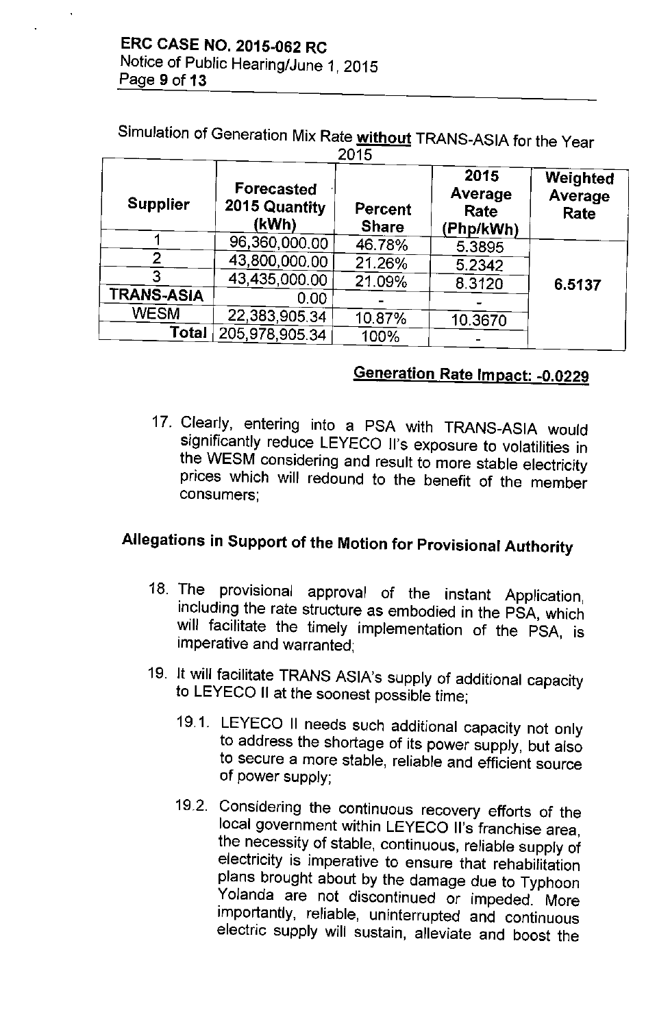Simulation of Generation Mix Rate **without** TRANS-ASIA for the Year 2015

| Supplier | Forecasted 2015 Quantity (kWh) | Percent Share | 2015 Average Rate (Php/kWh) | Weighted Average Rate |
|---|---|---|---|---|
| 1 | 96,360,000.00 | 46.78% | 5.3895 | 6.5137 |
| 2 | 43,800,000.00 | 21.26% | 5.2342 | |
| 3 | 43,435,000.00 | 21.09% | 8.3120 | |
| TRANS-ASIA | 0.00 | - | - | |
| WESM | 22,383,905.34 | 10.87% | 10.3670 | |
| Total | 205,978,905.34 | 100% | - | |

**Generation Rate Impact: -0.0229**

17. Clearly, entering into a PSA with TRANS-ASIA would significantly reduce LEYECO II's exposure to volatilities in the WESM considering and result to more stable electricity prices which will redound to the benefit of the member consumers;

## Allegations in Support of the Motion for Provisional Authority

18. The provisional approval of the instant Application, including the rate structure as embodied in the PSA, which will facilitate the timely implementation of the PSA, is imperative and warranted;

19. It will facilitate TRANS ASIA's supply of additional capacity to LEYECO II at the soonest possible time;

    19.1. LEYECO II needs such additional capacity not only to address the shortage of its power supply, but also to secure a more stable, reliable and efficient source of power supply;

    19.2. Considering the continuous recovery efforts of the local government within LEYECO II's franchise area, the necessity of stable, continuous, reliable supply of electricity is imperative to ensure that rehabilitation plans brought about by the damage due to Typhoon Yolanda are not discontinued or impeded. More importantly, reliable, uninterrupted and continuous electric supply will sustain, alleviate and boost the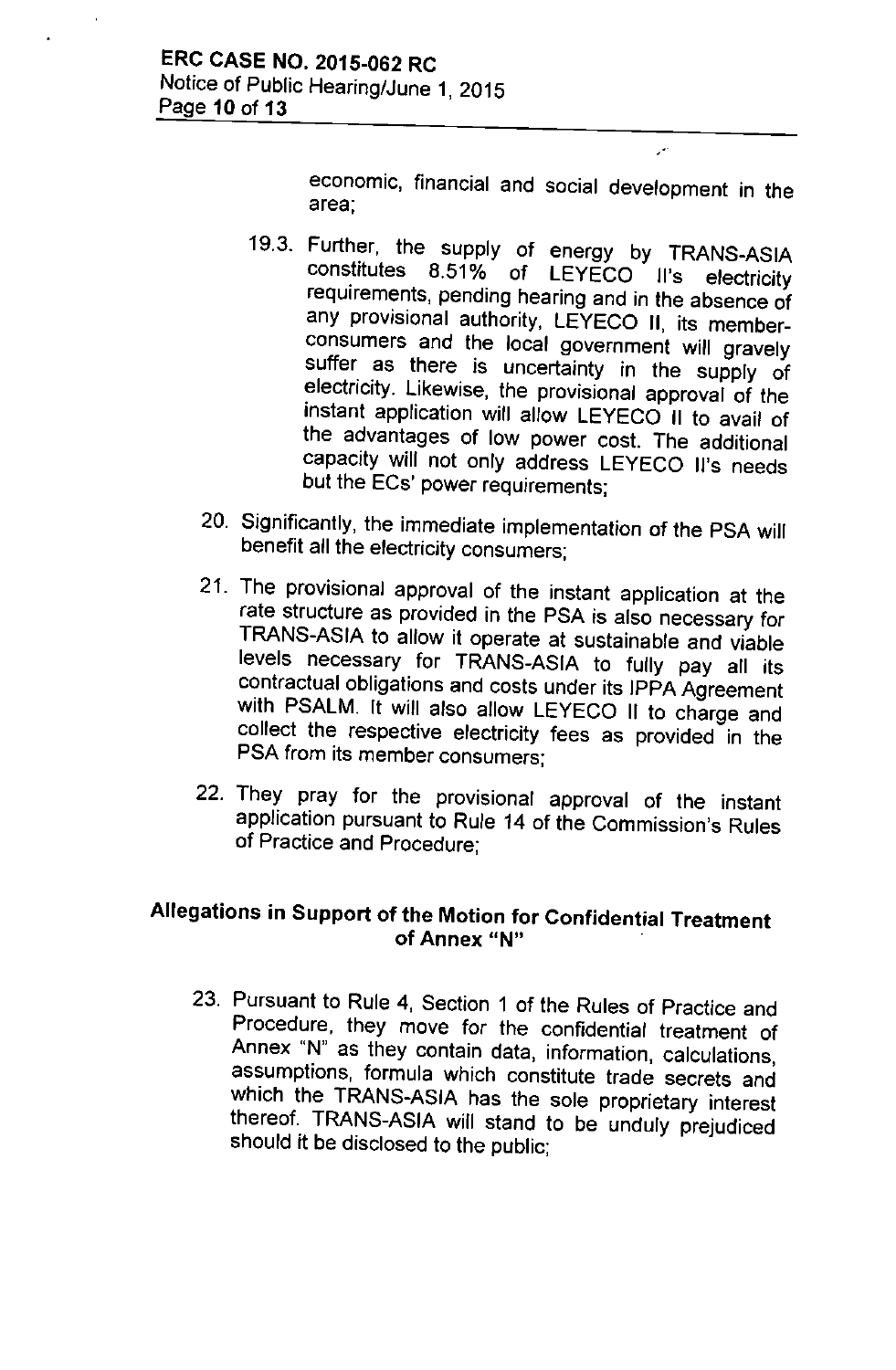economic, financial and social development in the area;

19.3. Further, the supply of energy by TRANS-ASIA constitutes 8.51% of LEYECO II's electricity requirements, pending hearing and in the absence of any provisional authority, LEYECO II, its member-consumers and the local government will gravely suffer as there is uncertainty in the supply of electricity. Likewise, the provisional approval of the instant application will allow LEYECO II to avail of the advantages of low power cost. The additional capacity will not only address LEYECO II's needs but the ECs' power requirements;

20. Significantly, the immediate implementation of the PSA will benefit all the electricity consumers;

21. The provisional approval of the instant application at the rate structure as provided in the PSA is also necessary for TRANS-ASIA to allow it operate at sustainable and viable levels necessary for TRANS-ASIA to fully pay all its contractual obligations and costs under its IPPA Agreement with PSALM. It will also allow LEYECO II to charge and collect the respective electricity fees as provided in the PSA from its member consumers;

22. They pray for the provisional approval of the instant application pursuant to Rule 14 of the Commission's Rules of Practice and Procedure;

## Allegations in Support of the Motion for Confidential Treatment of Annex "N"

23. Pursuant to Rule 4, Section 1 of the Rules of Practice and Procedure, they move for the confidential treatment of Annex "N" as they contain data, information, calculations, assumptions, formula which constitute trade secrets and which the TRANS-ASIA has the sole proprietary interest thereof. TRANS-ASIA will stand to be unduly prejudiced should it be disclosed to the public;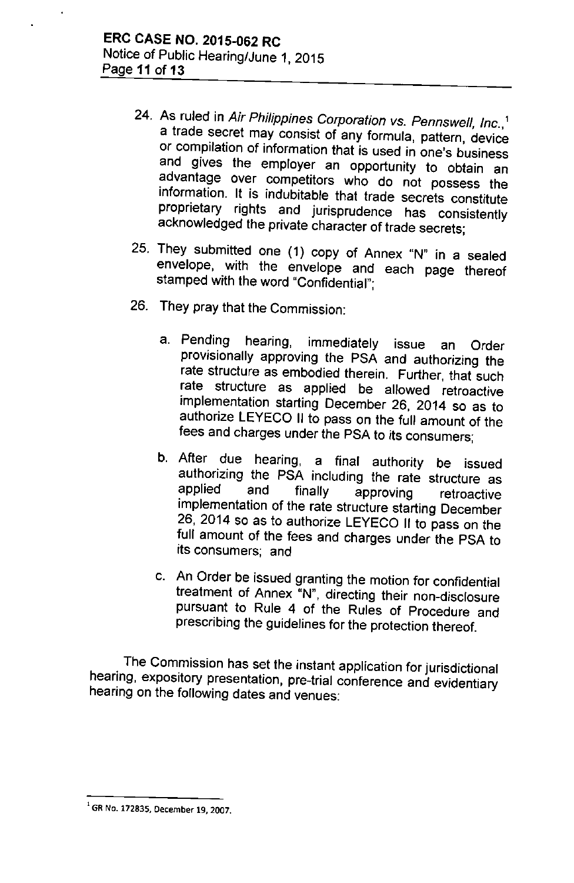24. As ruled in *Air Philippines Corporation vs. Pennswell, Inc.*,[1] a trade secret may consist of any formula, pattern, device or compilation of information that is used in one's business and gives the employer an opportunity to obtain an advantage over competitors who do not possess the information. It is indubitable that trade secrets constitute proprietary rights and jurisprudence has consistently acknowledged the private character of trade secrets;

25. They submitted one (1) copy of Annex "N" in a sealed envelope, with the envelope and each page thereof stamped with the word "Confidential";

26. They pray that the Commission:

    a. Pending hearing, immediately issue an Order provisionally approving the PSA and authorizing the rate structure as embodied therein. Further, that such rate structure as applied be allowed retroactive implementation starting December 26, 2014 so as to authorize LEYECO II to pass on the full amount of the fees and charges under the PSA to its consumers;

    b. After due hearing, a final authority be issued authorizing the PSA including the rate structure as applied and finally approving retroactive implementation of the rate structure starting December 26, 2014 so as to authorize LEYECO II to pass on the full amount of the fees and charges under the PSA to its consumers; and

    c. An Order be issued granting the motion for confidential treatment of Annex "N", directing their non-disclosure pursuant to Rule 4 of the Rules of Procedure and prescribing the guidelines for the protection thereof.

The Commission has set the instant application for jurisdictional hearing, expository presentation, pre-trial conference and evidentiary hearing on the following dates and venues:

---

[1] GR No. 172835, December 19, 2007.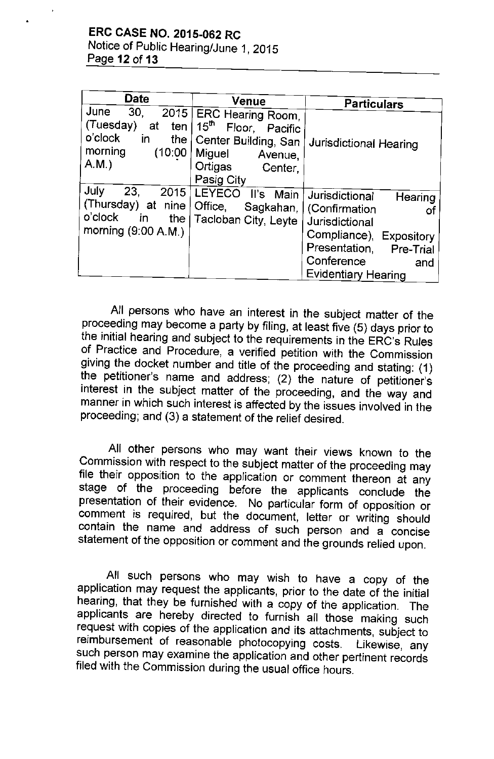| Date | Venue | Particulars |
|---|---|---|
| June 30, 2015 (Tuesday) at ten o'clock in the morning (10:00 A.M.) | ERC Hearing Room, 15th Floor, Pacific Center Building, San Miguel Avenue, Ortigas Center, Pasig City | Jurisdictional Hearing |
| July 23, 2015 (Thursday) at nine o'clock in the morning (9:00 A.M.) | LEYECO II's Main Office, Sagkahan, Tacloban City, Leyte | Jurisdictional Hearing (Confirmation of Jurisdictional Compliance), Expository Presentation, Pre-Trial Conference and Evidentiary Hearing |

All persons who have an interest in the subject matter of the proceeding may become a party by filing, at least five (5) days prior to the initial hearing and subject to the requirements in the ERC's Rules of Practice and Procedure, a verified petition with the Commission giving the docket number and title of the proceeding and stating: (1) the petitioner's name and address; (2) the nature of petitioner's interest in the subject matter of the proceeding, and the way and manner in which such interest is affected by the issues involved in the proceeding; and (3) a statement of the relief desired.

All other persons who may want their views known to the Commission with respect to the subject matter of the proceeding may file their opposition to the application or comment thereon at any stage of the proceeding before the applicants conclude the presentation of their evidence. No particular form of opposition or comment is required, but the document, letter or writing should contain the name and address of such person and a concise statement of the opposition or comment and the grounds relied upon.

All such persons who may wish to have a copy of the application may request the applicants, prior to the date of the initial hearing, that they be furnished with a copy of the application. The applicants are hereby directed to furnish all those making such request with copies of the application and its attachments, subject to reimbursement of reasonable photocopying costs. Likewise, any such person may examine the application and other pertinent records filed with the Commission during the usual office hours.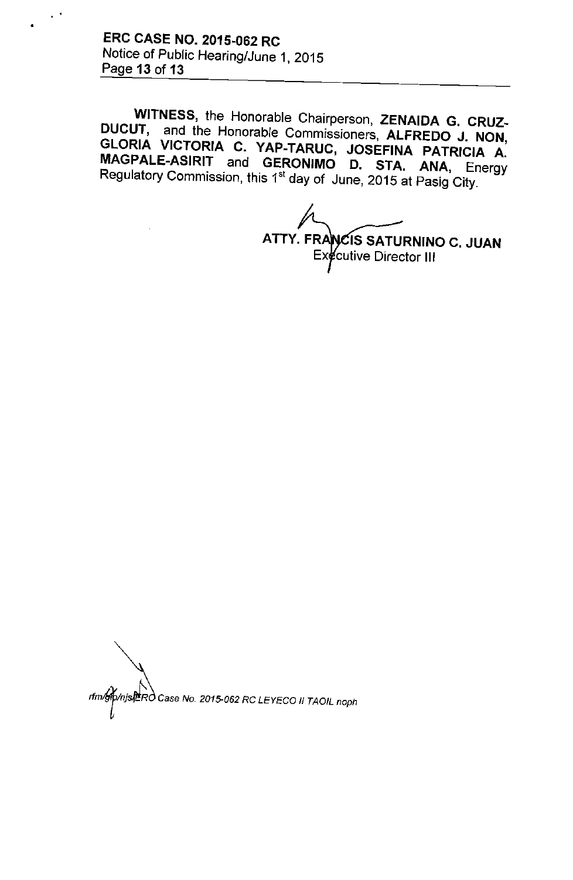**WITNESS**, the Honorable Chairperson, **ZENAIDA G. CRUZ-DUCUT**, and the Honorable Commissioners, **ALFREDO J. NON, GLORIA VICTORIA C. YAP-TARUC, JOSEFINA PATRICIA A. MAGPALE-ASIRIT** and **GERONIMO D. STA. ANA**, Energy Regulatory Commission, this 1st day of June, 2015 at Pasig City.

**ATTY. FRANCIS SATURNINO C. JUAN**
Executive Director III

rfm/gfp/njs/ERC Case No. 2015-062 RC LEYECO II TAOIL noph